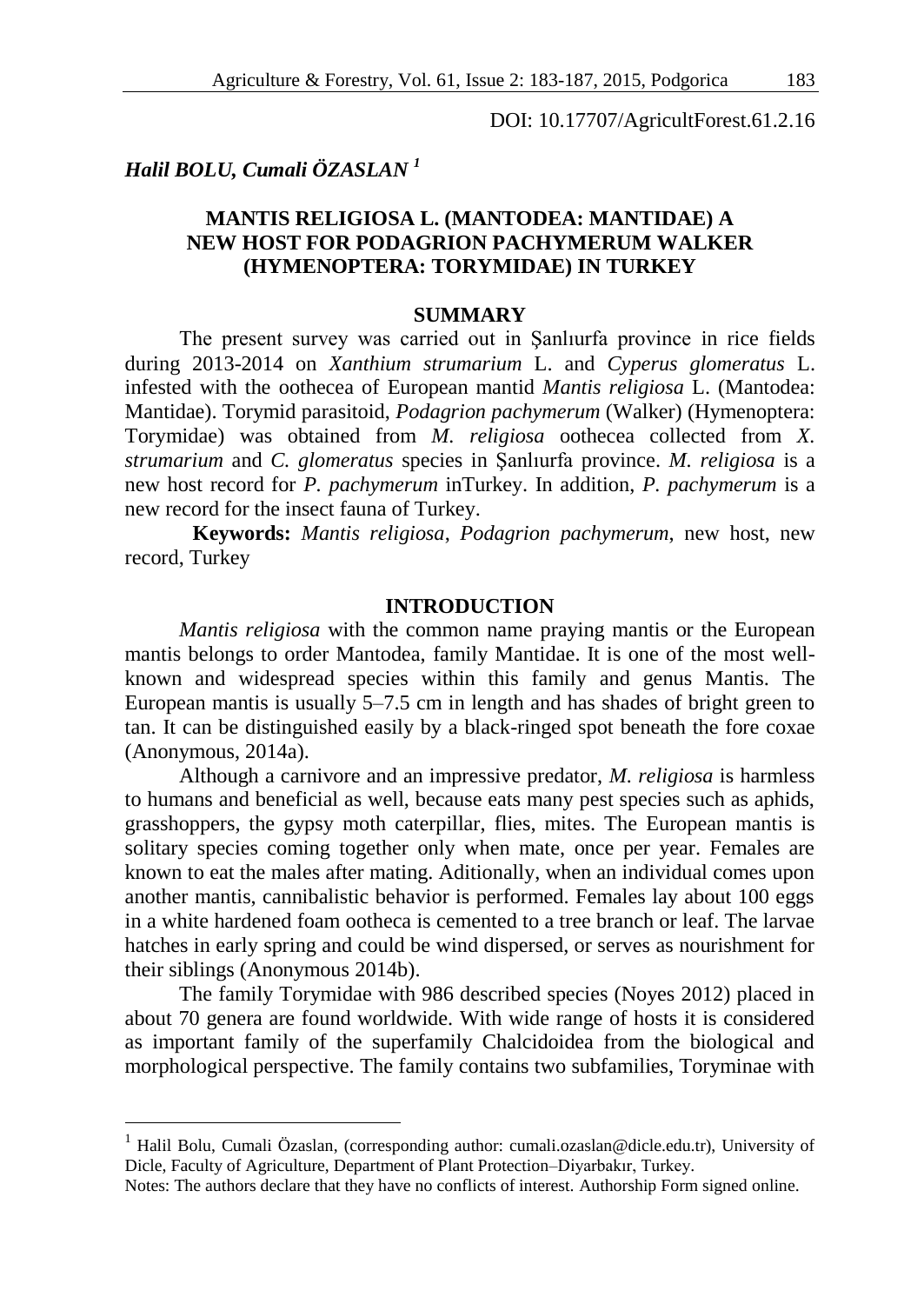DOI: 10.17707/AgricultForest.61.2.16

***Halil BOLU, Cumali ÖZASLAN*** [1]

# MANTIS RELIGIOSA L. (MANTODEA: MANTIDAE) A NEW HOST FOR PODAGRION PACHYMERUM WALKER (HYMENOPTERA: TORYMIDAE) IN TURKEY

## SUMMARY

The present survey was carried out in Şanlıurfa province in rice fields during 2013-2014 on *Xanthium strumarium* L. and *Cyperus glomeratus* L. infested with the oothecea of European mantid *Mantis religiosa* L. (Mantodea: Mantidae). Torymid parasitoid, *Podagrion pachymerum* (Walker) (Hymenoptera: Torymidae) was obtained from *M. religiosa* oothecea collected from *X. strumarium* and *C. glomeratus* species in Şanlıurfa province. *M. religiosa* is a new host record for *P. pachymerum* inTurkey. In addition, *P. pachymerum* is a new record for the insect fauna of Turkey.

**Keywords:** *Mantis religiosa*, *Podagrion pachymerum*, new host, new record, Turkey

## INTRODUCTION

*Mantis religiosa* with the common name praying mantis or the European mantis belongs to order Mantodea, family Mantidae. It is one of the most well-known and widespread species within this family and genus Mantis. The European mantis is usually 5–7.5 cm in length and has shades of bright green to tan. It can be distinguished easily by a black-ringed spot beneath the fore coxae (Anonymous, 2014a).

Although a carnivore and an impressive predator, *M. religiosa* is harmless to humans and beneficial as well, because eats many pest species such as aphids, grasshoppers, the gypsy moth caterpillar, flies, mites. The European mantis is solitary species coming together only when mate, once per year. Females are known to eat the males after mating. Aditionally, when an individual comes upon another mantis, cannibalistic behavior is performed. Females lay about 100 eggs in a white hardened foam ootheca is cemented to a tree branch or leaf. The larvae hatches in early spring and could be wind dispersed, or serves as nourishment for their siblings (Anonymous 2014b).

The family Torymidae with 986 described species (Noyes 2012) placed in about 70 genera are found worldwide. With wide range of hosts it is considered as important family of the superfamily Chalcidoidea from the biological and morphological perspective. The family contains two subfamilies, Toryminae with

---

[1] Halil Bolu, Cumali Özaslan, (corresponding author: cumali.ozaslan@dicle.edu.tr), University of Dicle, Faculty of Agriculture, Department of Plant Protection–Diyarbakır, Turkey.

Notes: The authors declare that they have no conflicts of interest. Authorship Form signed online.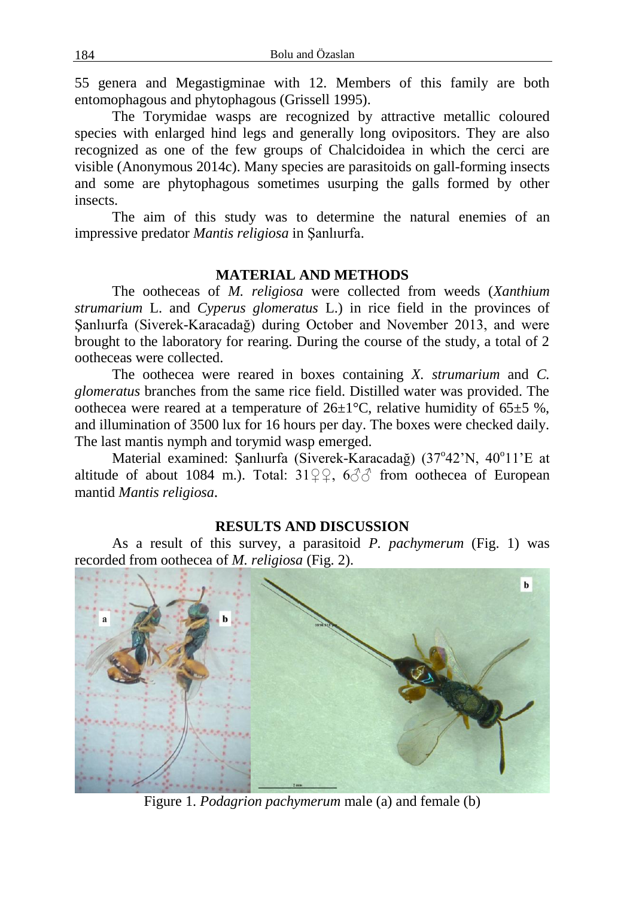55 genera and Megastigminae with 12. Members of this family are both entomophagous and phytophagous (Grissell 1995).

The Torymidae wasps are recognized by attractive metallic coloured species with enlarged hind legs and generally long ovipositors. They are also recognized as one of the few groups of Chalcidoidea in which the cerci are visible (Anonymous 2014c). Many species are parasitoids on gall-forming insects and some are phytophagous sometimes usurping the galls formed by other insects.

The aim of this study was to determine the natural enemies of an impressive predator *Mantis religiosa* in Şanlıurfa.

## MATERIAL AND METHODS

The ootheceas of *M. religiosa* were collected from weeds (*Xanthium strumarium* L. and *Cyperus glomeratus* L.) in rice field in the provinces of Şanlıurfa (Siverek-Karacadağ) during October and November 2013, and were brought to the laboratory for rearing. During the course of the study, a total of 2 ootheceas were collected.

The oothecea were reared in boxes containing *X. strumarium* and *C. glomeratus* branches from the same rice field. Distilled water was provided. The oothecea were reared at a temperature of 26±1°C, relative humidity of 65±5 %, and illumination of 3500 lux for 16 hours per day. The boxes were checked daily. The last mantis nymph and torymid wasp emerged.

Material examined: Şanlıurfa (Siverek-Karacadağ) (37°42'N, 40°11'E at altitude of about 1084 m.). Total: 31♀♀, 6♂♂ from oothecea of European mantid *Mantis religiosa*.

## RESULTS AND DISCUSSION

As a result of this survey, a parasitoid *P. pachymerum* (Fig. 1) was recorded from oothecea of *M. religiosa* (Fig. 2).

Figure 1. *Podagrion pachymerum* male (a) and female (b)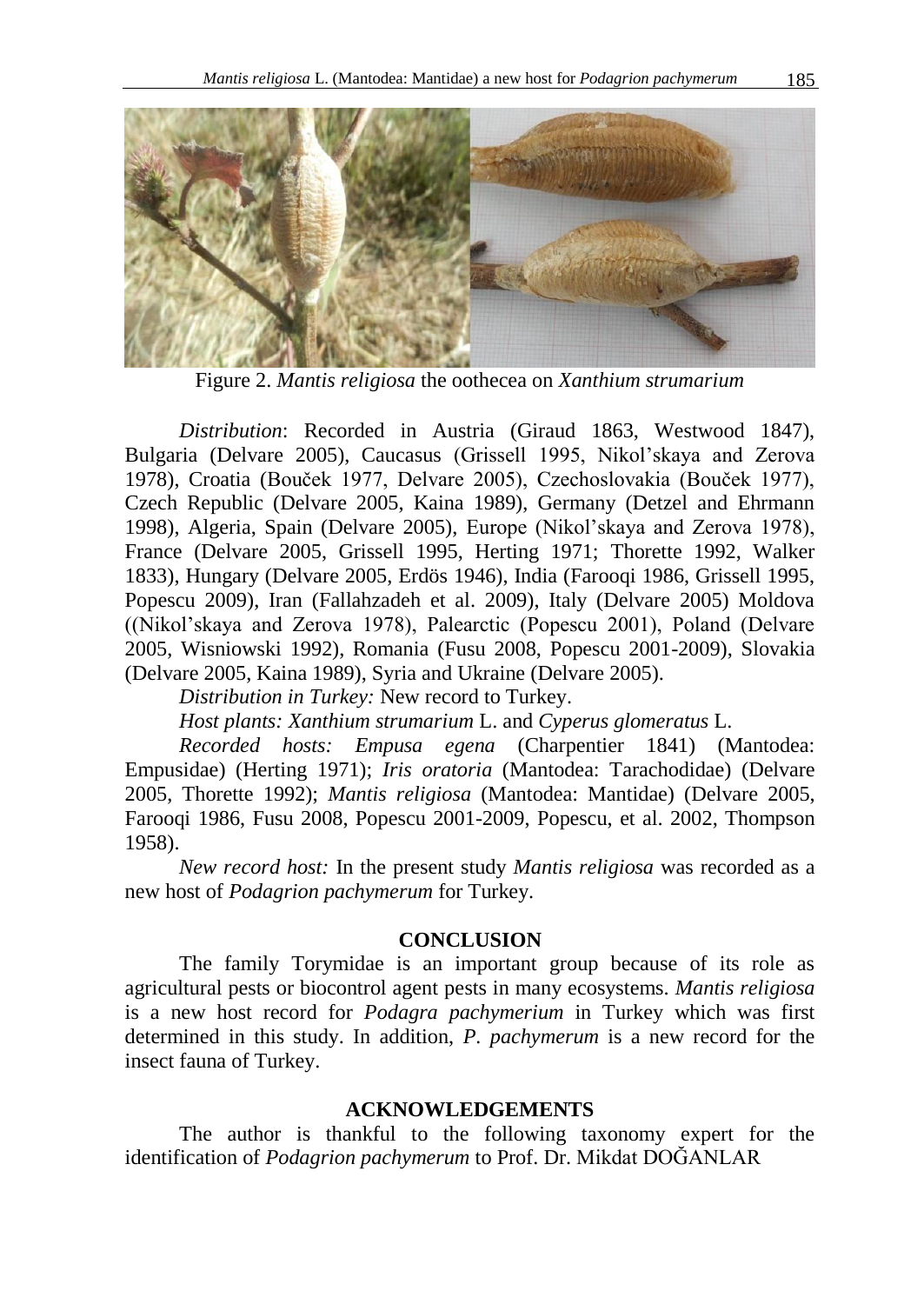Figure 2. *Mantis religiosa* the oothecea on *Xanthium strumarium*

*Distribution*: Recorded in Austria (Giraud 1863, Westwood 1847), Bulgaria (Delvare 2005), Caucasus (Grissell 1995, Nikol'skaya and Zerova 1978), Croatia (Bouček 1977, Delvare 2005), Czechoslovakia (Bouček 1977), Czech Republic (Delvare 2005, Kaina 1989), Germany (Detzel and Ehrmann 1998), Algeria, Spain (Delvare 2005), Europe (Nikol'skaya and Zerova 1978), France (Delvare 2005, Grissell 1995, Herting 1971; Thorette 1992, Walker 1833), Hungary (Delvare 2005, Erdös 1946), India (Farooqi 1986, Grissell 1995, Popescu 2009), Iran (Fallahzadeh et al. 2009), Italy (Delvare 2005) Moldova ((Nikol'skaya and Zerova 1978), Palearctic (Popescu 2001), Poland (Delvare 2005, Wisniowski 1992), Romania (Fusu 2008, Popescu 2001-2009), Slovakia (Delvare 2005, Kaina 1989), Syria and Ukraine (Delvare 2005).

*Distribution in Turkey:* New record to Turkey.

*Host plants: Xanthium strumarium* L. and *Cyperus glomeratus* L.

*Recorded hosts: Empusa egena* (Charpentier 1841) (Mantodea: Empusidae) (Herting 1971); *Iris oratoria* (Mantodea: Tarachodidae) (Delvare 2005, Thorette 1992); *Mantis religiosa* (Mantodea: Mantidae) (Delvare 2005, Farooqi 1986, Fusu 2008, Popescu 2001-2009, Popescu, et al. 2002, Thompson 1958).

*New record host:* In the present study *Mantis religiosa* was recorded as a new host of *Podagrion pachymerum* for Turkey.

## CONCLUSION

The family Torymidae is an important group because of its role as agricultural pests or biocontrol agent pests in many ecosystems. *Mantis religiosa* is a new host record for *Podagra pachymerium* in Turkey which was first determined in this study. In addition, *P. pachymerum* is a new record for the insect fauna of Turkey.

## ACKNOWLEDGEMENTS

The author is thankful to the following taxonomy expert for the identification of *Podagrion pachymerum* to Prof. Dr. Mikdat DOĞANLAR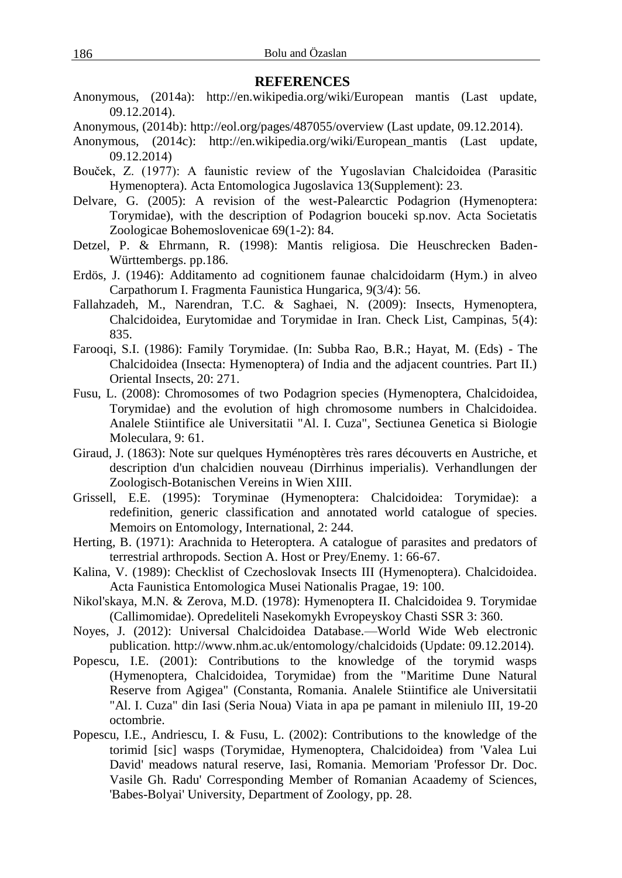## REFERENCES

Anonymous, (2014a): http://en.wikipedia.org/wiki/European mantis (Last update, 09.12.2014).

Anonymous, (2014b): http://eol.org/pages/487055/overview (Last update, 09.12.2014).

Anonymous, (2014c): http://en.wikipedia.org/wiki/European_mantis (Last update, 09.12.2014)

Bouček, Z. (1977): A faunistic review of the Yugoslavian Chalcidoidea (Parasitic Hymenoptera). Acta Entomologica Jugoslavica 13(Supplement): 23.

Delvare, G. (2005): A revision of the west-Palearctic Podagrion (Hymenoptera: Torymidae), with the description of Podagrion bouceki sp.nov. Acta Societatis Zoologicae Bohemoslovenicae 69(1-2): 84.

Detzel, P. & Ehrmann, R. (1998): Mantis religiosa. Die Heuschrecken Baden-Württembergs. pp.186.

Erdös, J. (1946): Additamento ad cognitionem faunae chalcidoidarm (Hym.) in alveo Carpathorum I. Fragmenta Faunistica Hungarica, 9(3/4): 56.

Fallahzadeh, M., Narendran, T.C. & Saghaei, N. (2009): Insects, Hymenoptera, Chalcidoidea, Eurytomidae and Torymidae in Iran. Check List, Campinas, 5(4): 835.

Farooqi, S.I. (1986): Family Torymidae. (In: Subba Rao, B.R.; Hayat, M. (Eds) - The Chalcidoidea (Insecta: Hymenoptera) of India and the adjacent countries. Part II.) Oriental Insects, 20: 271.

Fusu, L. (2008): Chromosomes of two Podagrion species (Hymenoptera, Chalcidoidea, Torymidae) and the evolution of high chromosome numbers in Chalcidoidea. Analele Stiintifice ale Universitatii "Al. I. Cuza", Sectiunea Genetica si Biologie Moleculara, 9: 61.

Giraud, J. (1863): Note sur quelques Hyménoptères très rares découverts en Austriche, et description d'un chalcidien nouveau (Dirrhinus imperialis). Verhandlungen der Zoologisch-Botanischen Vereins in Wien XIII.

Grissell, E.E. (1995): Toryminae (Hymenoptera: Chalcidoidea: Torymidae): a redefinition, generic classification and annotated world catalogue of species. Memoirs on Entomology, International, 2: 244.

Herting, B. (1971): Arachnida to Heteroptera. A catalogue of parasites and predators of terrestrial arthropods. Section A. Host or Prey/Enemy. 1: 66-67.

Kalina, V. (1989): Checklist of Czechoslovak Insects III (Hymenoptera). Chalcidoidea. Acta Faunistica Entomologica Musei Nationalis Pragae, 19: 100.

Nikol'skaya, M.N. & Zerova, M.D. (1978): Hymenoptera II. Chalcidoidea 9. Torymidae (Callimomidae). Opredeliteli Nasekomykh Evropeyskoy Chasti SSR 3: 360.

Noyes, J. (2012): Universal Chalcidoidea Database.—World Wide Web electronic publication. http://www.nhm.ac.uk/entomology/chalcidoids (Update: 09.12.2014).

Popescu, I.E. (2001): Contributions to the knowledge of the torymid wasps (Hymenoptera, Chalcidoidea, Torymidae) from the "Maritime Dune Natural Reserve from Agigea" (Constanta, Romania. Analele Stiintifice ale Universitatii "Al. I. Cuza" din Iasi (Seria Noua) Viata in apa pe pamant in mileniulo III, 19-20 octombrie.

Popescu, I.E., Andriescu, I. & Fusu, L. (2002): Contributions to the knowledge of the torimid [sic] wasps (Torymidae, Hymenoptera, Chalcidoidea) from 'Valea Lui David' meadows natural reserve, Iasi, Romania. Memoriam 'Professor Dr. Doc. Vasile Gh. Radu' Corresponding Member of Romanian Acaademy of Sciences, 'Babes-Bolyai' University, Department of Zoology, pp. 28.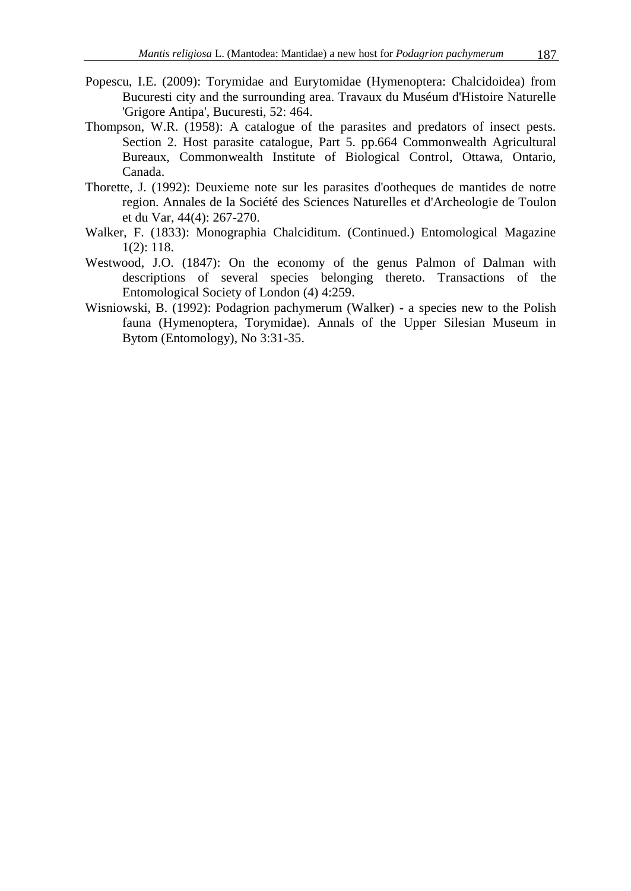Popescu, I.E. (2009): Torymidae and Eurytomidae (Hymenoptera: Chalcidoidea) from Bucuresti city and the surrounding area. Travaux du Muséum d'Histoire Naturelle 'Grigore Antipa', Bucuresti, 52: 464.

Thompson, W.R. (1958): A catalogue of the parasites and predators of insect pests. Section 2. Host parasite catalogue, Part 5. pp.664 Commonwealth Agricultural Bureaux, Commonwealth Institute of Biological Control, Ottawa, Ontario, Canada.

Thorette, J. (1992): Deuxieme note sur les parasites d'ootheques de mantides de notre region. Annales de la Société des Sciences Naturelles et d'Archeologie de Toulon et du Var, 44(4): 267-270.

Walker, F. (1833): Monographia Chalciditum. (Continued.) Entomological Magazine 1(2): 118.

Westwood, J.O. (1847): On the economy of the genus Palmon of Dalman with descriptions of several species belonging thereto. Transactions of the Entomological Society of London (4) 4:259.

Wisniowski, B. (1992): Podagrion pachymerum (Walker) - a species new to the Polish fauna (Hymenoptera, Torymidae). Annals of the Upper Silesian Museum in Bytom (Entomology), No 3:31-35.